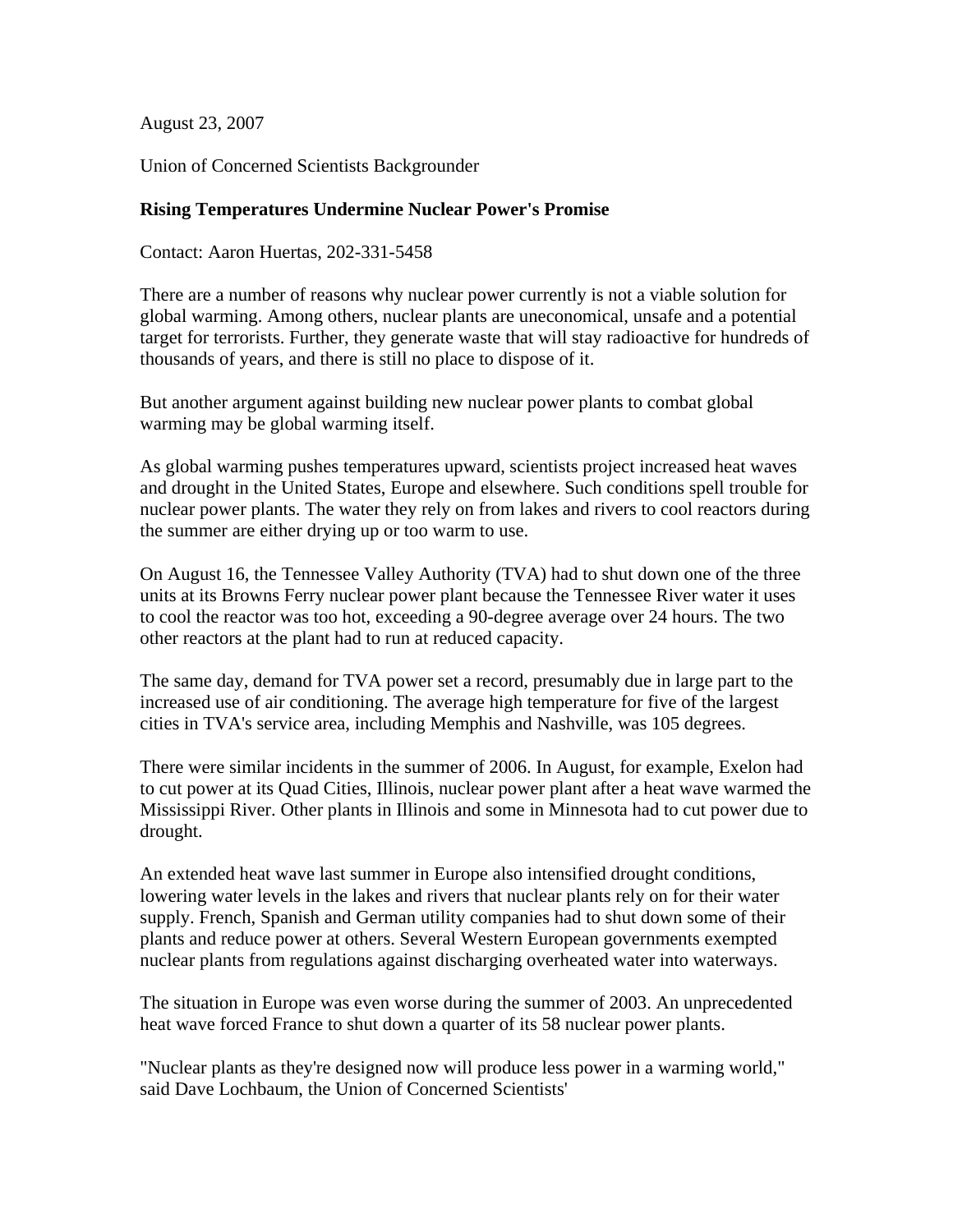August 23, 2007

Union of Concerned Scientists Backgrounder

**Rising Temperatures Undermine Nuclear Power's Promise**

Contact: Aaron Huertas, 202-331-5458

There are a number of reasons why nuclear power currently is not a viable solution for global warming. Among others, nuclear plants are uneconomical, unsafe and a potential target for terrorists. Further, they generate waste that will stay radioactive for hundreds of thousands of years, and there is still no place to dispose of it.

But another argument against building new nuclear power plants to combat global warming may be global warming itself.

As global warming pushes temperatures upward, scientists project increased heat waves and drought in the United States, Europe and elsewhere. Such conditions spell trouble for nuclear power plants. The water they rely on from lakes and rivers to cool reactors during the summer are either drying up or too warm to use.

On August 16, the Tennessee Valley Authority (TVA) had to shut down one of the three units at its Browns Ferry nuclear power plant because the Tennessee River water it uses to cool the reactor was too hot, exceeding a 90-degree average over 24 hours. The two other reactors at the plant had to run at reduced capacity.

The same day, demand for TVA power set a record, presumably due in large part to the increased use of air conditioning. The average high temperature for five of the largest cities in TVA's service area, including Memphis and Nashville, was 105 degrees.

There were similar incidents in the summer of 2006. In August, for example, Exelon had to cut power at its Quad Cities, Illinois, nuclear power plant after a heat wave warmed the Mississippi River. Other plants in Illinois and some in Minnesota had to cut power due to drought.

An extended heat wave last summer in Europe also intensified drought conditions, lowering water levels in the lakes and rivers that nuclear plants rely on for their water supply. French, Spanish and German utility companies had to shut down some of their plants and reduce power at others. Several Western European governments exempted nuclear plants from regulations against discharging overheated water into waterways.

The situation in Europe was even worse during the summer of 2003. An unprecedented heat wave forced France to shut down a quarter of its 58 nuclear power plants.

"Nuclear plants as they're designed now will produce less power in a warming world," said Dave Lochbaum, the Union of Concerned Scientists'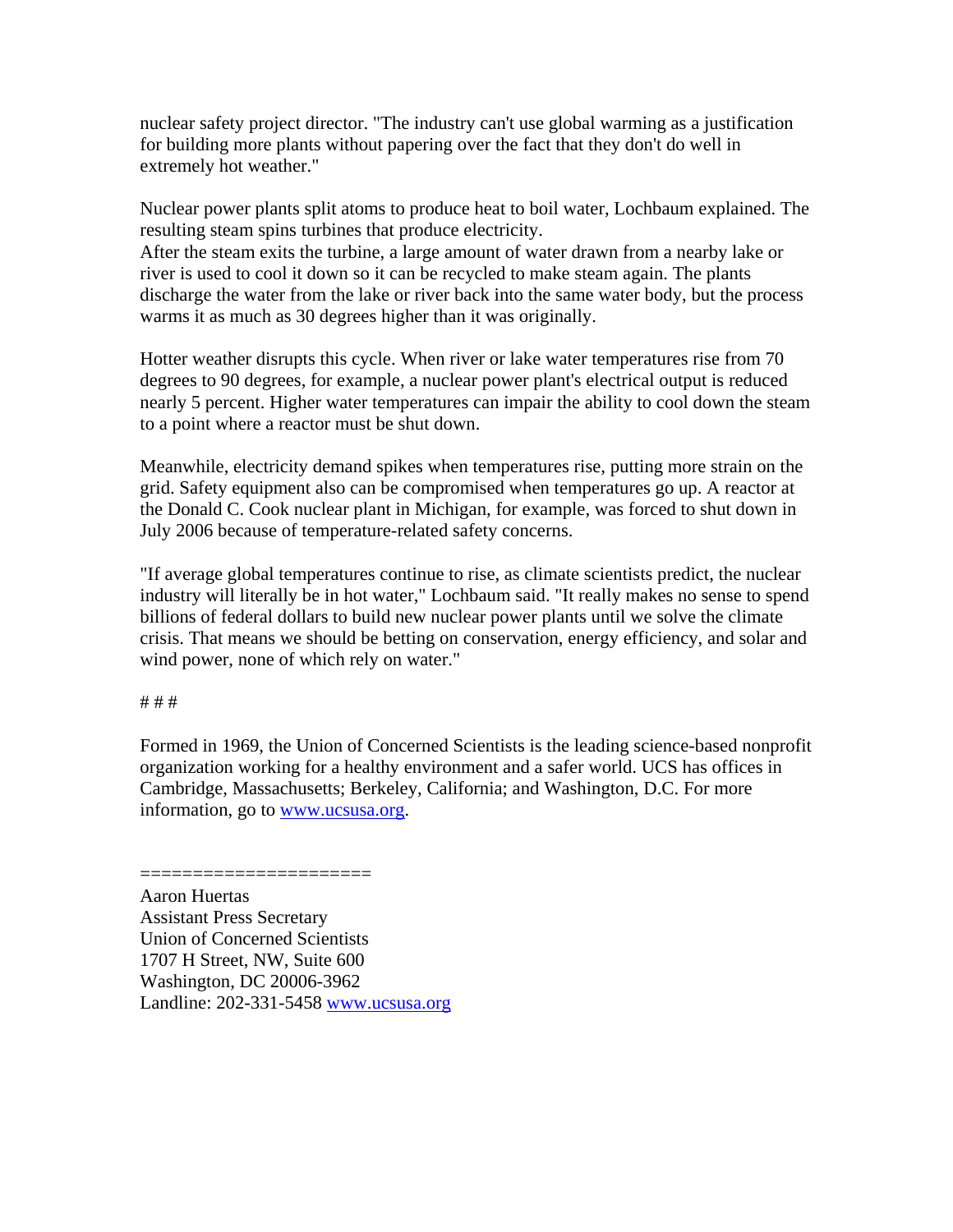nuclear safety project director. "The industry can't use global warming as a justification for building more plants without papering over the fact that they don't do well in extremely hot weather."

Nuclear power plants split atoms to produce heat to boil water, Lochbaum explained. The resulting steam spins turbines that produce electricity.
After the steam exits the turbine, a large amount of water drawn from a nearby lake or river is used to cool it down so it can be recycled to make steam again. The plants discharge the water from the lake or river back into the same water body, but the process warms it as much as 30 degrees higher than it was originally.

Hotter weather disrupts this cycle. When river or lake water temperatures rise from 70 degrees to 90 degrees, for example, a nuclear power plant's electrical output is reduced nearly 5 percent. Higher water temperatures can impair the ability to cool down the steam to a point where a reactor must be shut down.

Meanwhile, electricity demand spikes when temperatures rise, putting more strain on the grid. Safety equipment also can be compromised when temperatures go up. A reactor at the Donald C. Cook nuclear plant in Michigan, for example, was forced to shut down in July 2006 because of temperature-related safety concerns.

"If average global temperatures continue to rise, as climate scientists predict, the nuclear industry will literally be in hot water," Lochbaum said. "It really makes no sense to spend billions of federal dollars to build new nuclear power plants until we solve the climate crisis. That means we should be betting on conservation, energy efficiency, and solar and wind power, none of which rely on water."

# # #

Formed in 1969, the Union of Concerned Scientists is the leading science-based nonprofit organization working for a healthy environment and a safer world. UCS has offices in Cambridge, Massachusetts; Berkeley, California; and Washington, D.C. For more information, go to www.ucsusa.org.

=====================

Aaron Huertas
Assistant Press Secretary
Union of Concerned Scientists
1707 H Street, NW, Suite 600
Washington, DC 20006-3962
Landline: 202-331-5458 www.ucsusa.org